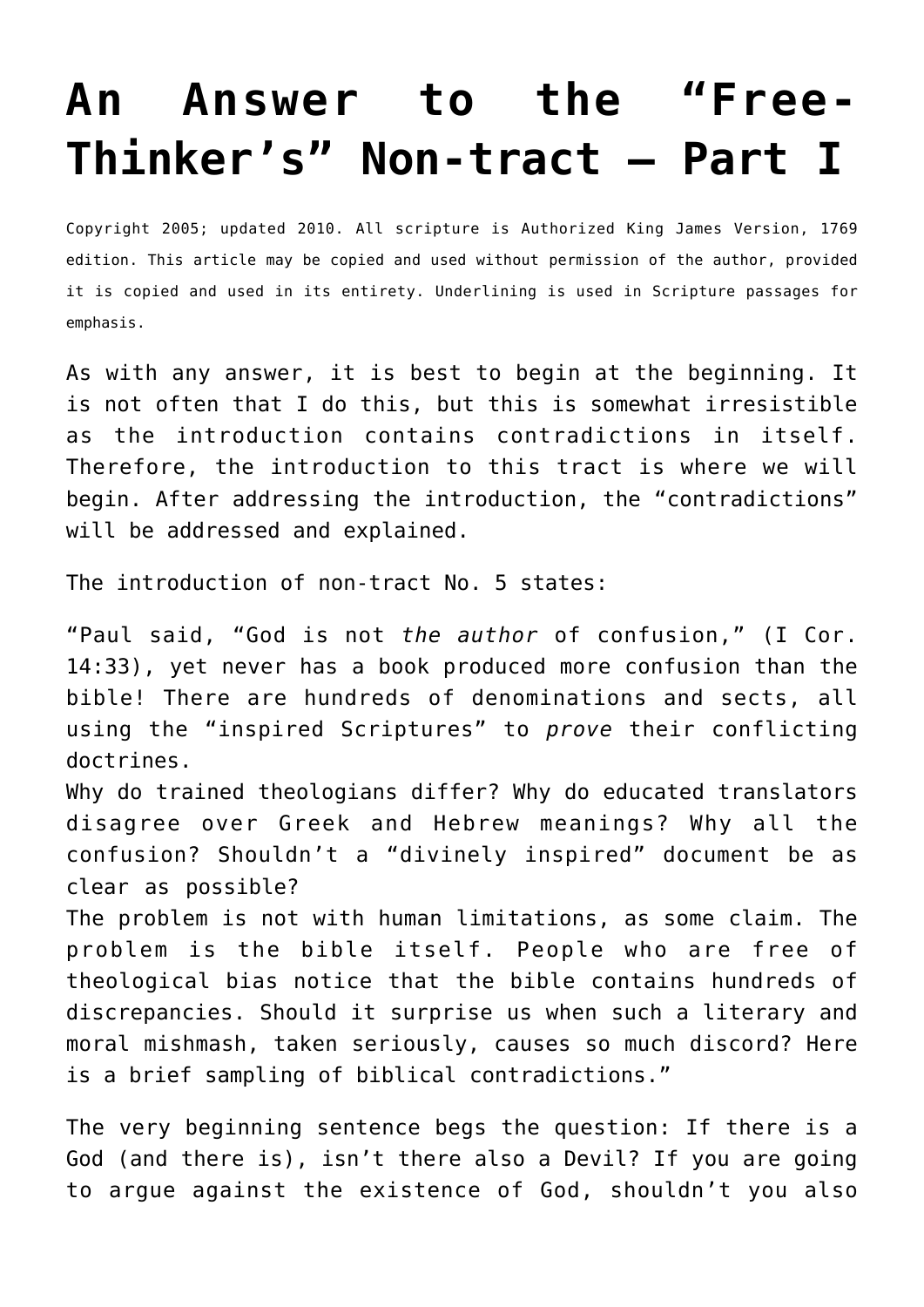# An Answer to the "Free-Thinker's" Non-tract – Part I

Copyright 2005; updated 2010. All scripture is Authorized King James Version, 1769 edition. This article may be copied and used without permission of the author, provided it is copied and used in its entirety. Underlining is used in Scripture passages for emphasis.

As with any answer, it is best to begin at the beginning. It is not often that I do this, but this is somewhat irresistible as the introduction contains contradictions in itself. Therefore, the introduction to this tract is where we will begin. After addressing the introduction, the "contradictions" will be addressed and explained.

The introduction of non-tract No. 5 states:

"Paul said, "God is not *the author* of confusion," (I Cor. 14:33), yet never has a book produced more confusion than the bible! There are hundreds of denominations and sects, all using the "inspired Scriptures" to *prove* their conflicting doctrines.
Why do trained theologians differ? Why do educated translators disagree over Greek and Hebrew meanings? Why all the confusion? Shouldn't a "divinely inspired" document be as clear as possible?
The problem is not with human limitations, as some claim. The problem is the bible itself. People who are free of theological bias notice that the bible contains hundreds of discrepancies. Should it surprise us when such a literary and moral mishmash, taken seriously, causes so much discord? Here is a brief sampling of biblical contradictions."

The very beginning sentence begs the question: If there is a God (and there is), isn't there also a Devil? If you are going to argue against the existence of God, shouldn't you also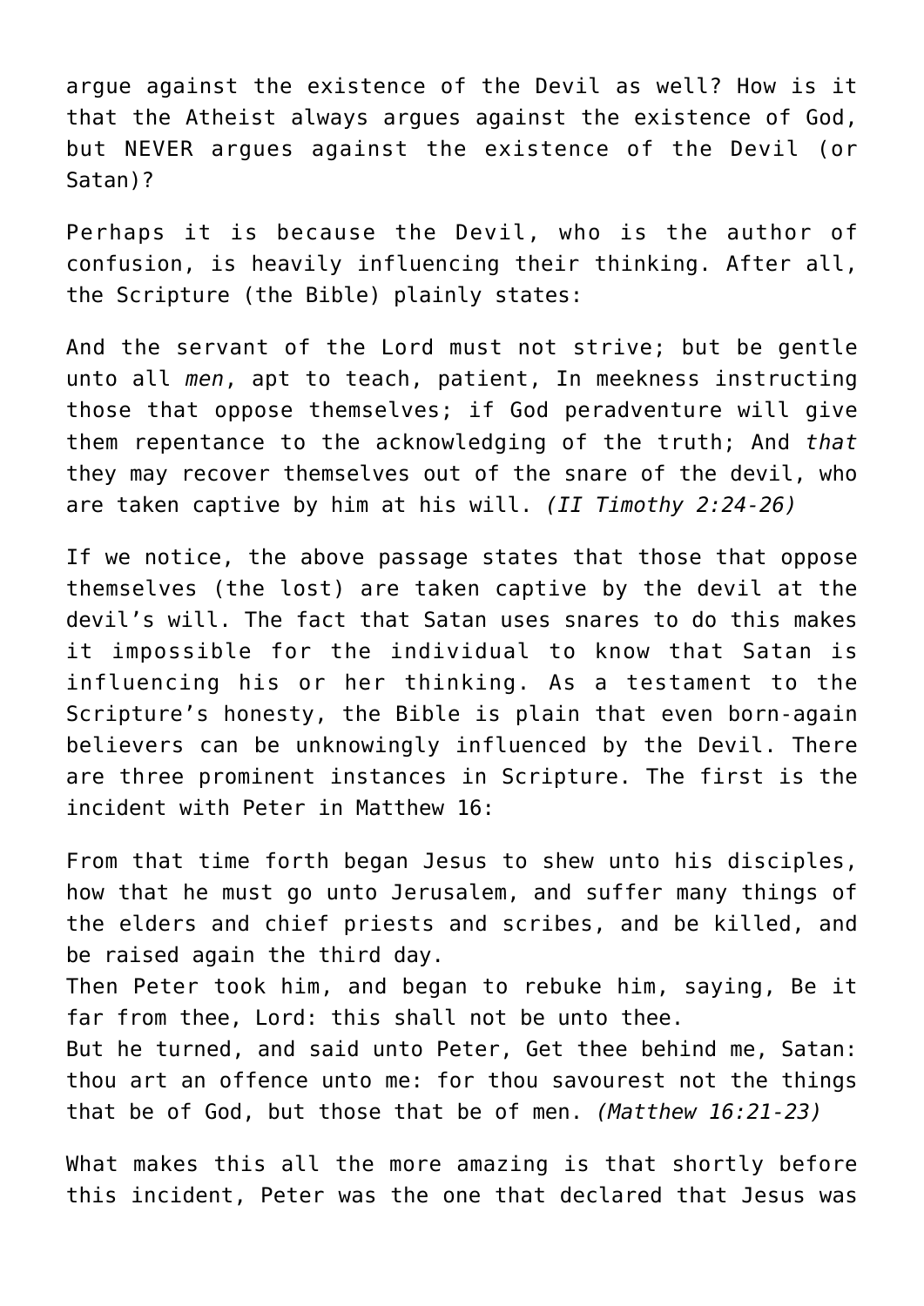argue against the existence of the Devil as well? How is it that the Atheist always argues against the existence of God, but NEVER argues against the existence of the Devil (or Satan)?

Perhaps it is because the Devil, who is the author of confusion, is heavily influencing their thinking. After all, the Scripture (the Bible) plainly states:

And the servant of the Lord must not strive; but be gentle unto all *men*, apt to teach, patient, In meekness instructing those that oppose themselves; if God peradventure will give them repentance to the acknowledging of the truth; And *that* they may recover themselves out of the snare of the devil, who are taken captive by him at his will. *(II Timothy 2:24-26)*

If we notice, the above passage states that those that oppose themselves (the lost) are taken captive by the devil at the devil's will. The fact that Satan uses snares to do this makes it impossible for the individual to know that Satan is influencing his or her thinking. As a testament to the Scripture's honesty, the Bible is plain that even born-again believers can be unknowingly influenced by the Devil. There are three prominent instances in Scripture. The first is the incident with Peter in Matthew 16:

From that time forth began Jesus to shew unto his disciples, how that he must go unto Jerusalem, and suffer many things of the elders and chief priests and scribes, and be killed, and be raised again the third day.
Then Peter took him, and began to rebuke him, saying, Be it far from thee, Lord: this shall not be unto thee.
But he turned, and said unto Peter, Get thee behind me, Satan: thou art an offence unto me: for thou savourest not the things that be of God, but those that be of men. *(Matthew 16:21-23)*

What makes this all the more amazing is that shortly before this incident, Peter was the one that declared that Jesus was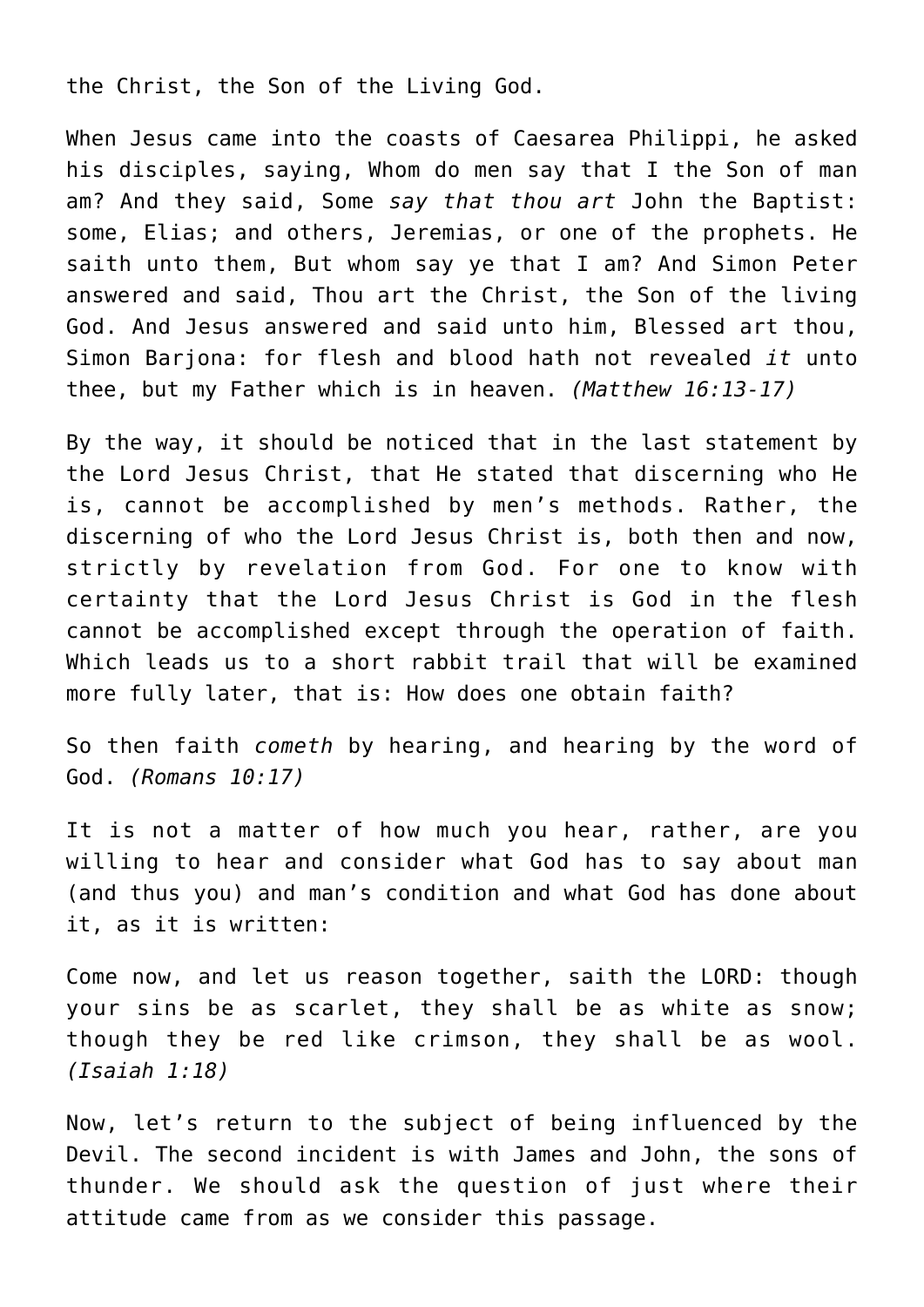the Christ, the Son of the Living God.

When Jesus came into the coasts of Caesarea Philippi, he asked his disciples, saying, Whom do men say that I the Son of man am? And they said, Some *say that thou art* John the Baptist: some, Elias; and others, Jeremias, or one of the prophets. He saith unto them, But whom say ye that I am? And Simon Peter answered and said, Thou art the Christ, the Son of the living God. And Jesus answered and said unto him, Blessed art thou, Simon Barjona: for flesh and blood hath not revealed *it* unto thee, but my Father which is in heaven. *(Matthew 16:13-17)*

By the way, it should be noticed that in the last statement by the Lord Jesus Christ, that He stated that discerning who He is, cannot be accomplished by men's methods. Rather, the discerning of who the Lord Jesus Christ is, both then and now, strictly by revelation from God. For one to know with certainty that the Lord Jesus Christ is God in the flesh cannot be accomplished except through the operation of faith. Which leads us to a short rabbit trail that will be examined more fully later, that is: How does one obtain faith?

So then faith *cometh* by hearing, and hearing by the word of God. *(Romans 10:17)*

It is not a matter of how much you hear, rather, are you willing to hear and consider what God has to say about man (and thus you) and man's condition and what God has done about it, as it is written:

Come now, and let us reason together, saith the LORD: though your sins be as scarlet, they shall be as white as snow; though they be red like crimson, they shall be as wool. *(Isaiah 1:18)*

Now, let's return to the subject of being influenced by the Devil. The second incident is with James and John, the sons of thunder. We should ask the question of just where their attitude came from as we consider this passage.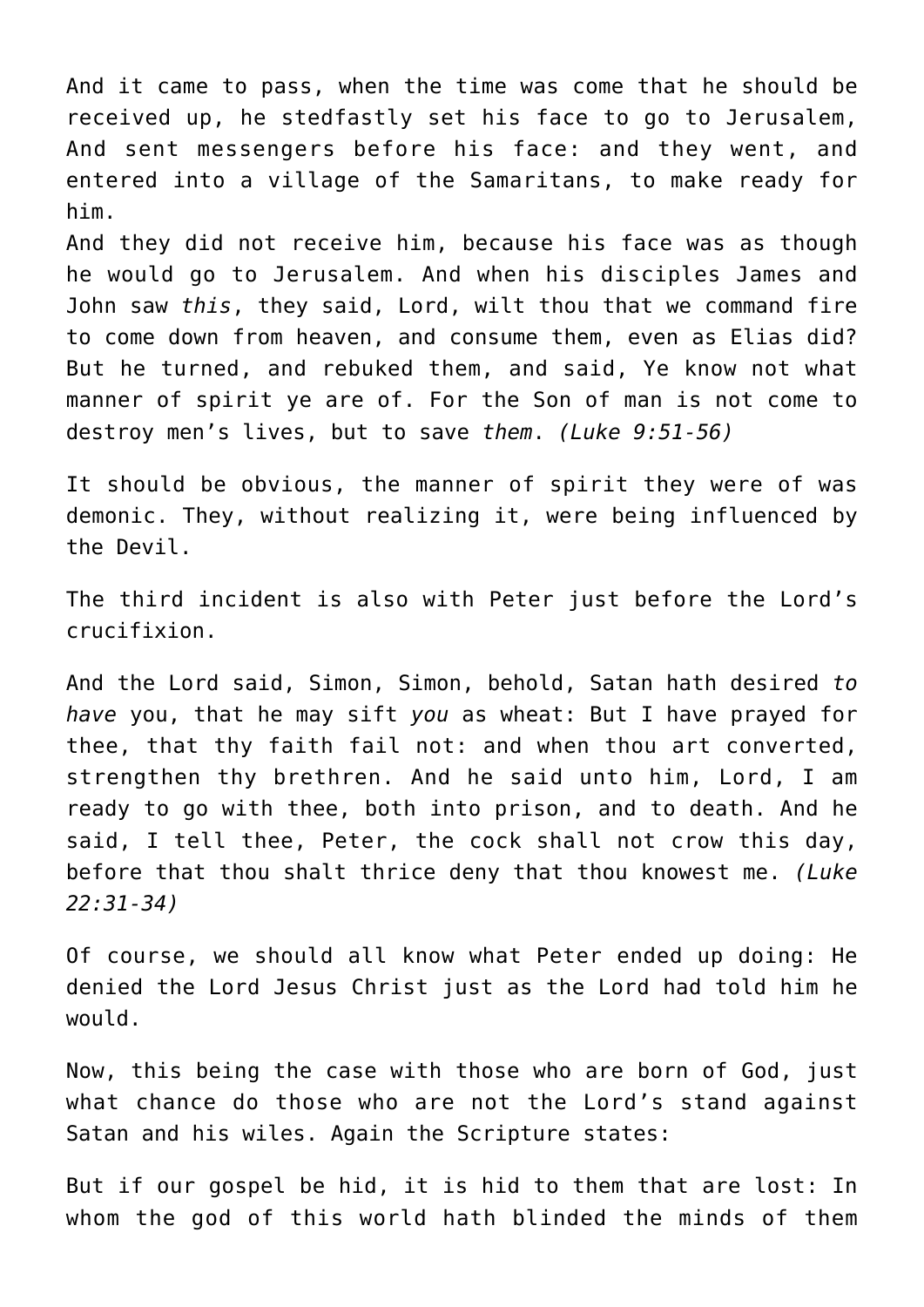And it came to pass, when the time was come that he should be received up, he stedfastly set his face to go to Jerusalem, And sent messengers before his face: and they went, and entered into a village of the Samaritans, to make ready for him.
And they did not receive him, because his face was as though he would go to Jerusalem. And when his disciples James and John saw *this*, they said, Lord, wilt thou that we command fire to come down from heaven, and consume them, even as Elias did? But he turned, and rebuked them, and said, Ye know not what manner of spirit ye are of. For the Son of man is not come to destroy men's lives, but to save *them*. *(Luke 9:51-56)*

It should be obvious, the manner of spirit they were of was demonic. They, without realizing it, were being influenced by the Devil.

The third incident is also with Peter just before the Lord's crucifixion.

And the Lord said, Simon, Simon, behold, Satan hath desired *to have* you, that he may sift *you* as wheat: But I have prayed for thee, that thy faith fail not: and when thou art converted, strengthen thy brethren. And he said unto him, Lord, I am ready to go with thee, both into prison, and to death. And he said, I tell thee, Peter, the cock shall not crow this day, before that thou shalt thrice deny that thou knowest me. *(Luke 22:31-34)*

Of course, we should all know what Peter ended up doing: He denied the Lord Jesus Christ just as the Lord had told him he would.

Now, this being the case with those who are born of God, just what chance do those who are not the Lord's stand against Satan and his wiles. Again the Scripture states:

But if our gospel be hid, it is hid to them that are lost: In whom the god of this world hath blinded the minds of them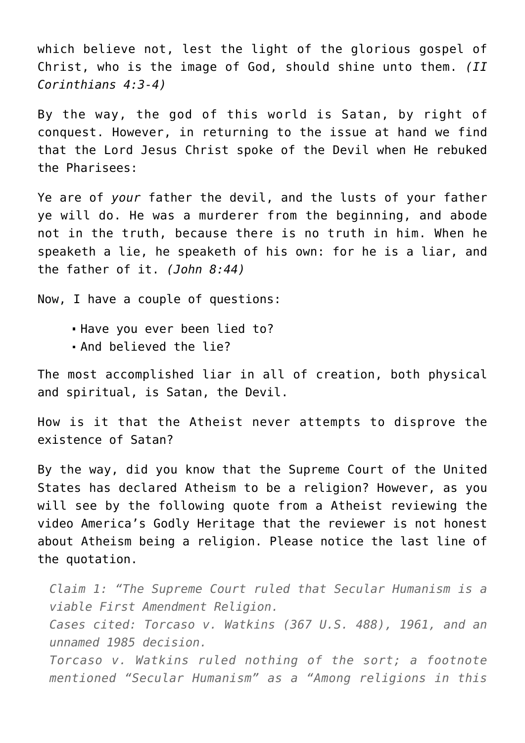which believe not, lest the light of the glorious gospel of Christ, who is the image of God, should shine unto them. *(II Corinthians 4:3-4)*

By the way, the god of this world is Satan, by right of conquest. However, in returning to the issue at hand we find that the Lord Jesus Christ spoke of the Devil when He rebuked the Pharisees:

Ye are of *your* father the devil, and the lusts of your father ye will do. He was a murderer from the beginning, and abode not in the truth, because there is no truth in him. When he speaketh a lie, he speaketh of his own: for he is a liar, and the father of it. *(John 8:44)*

Now, I have a couple of questions:

- Have you ever been lied to?
- And believed the lie?

The most accomplished liar in all of creation, both physical and spiritual, is Satan, the Devil.

How is it that the Atheist never attempts to disprove the existence of Satan?

By the way, did you know that the Supreme Court of the United States has declared Atheism to be a religion? However, as you will see by the following quote from a Atheist reviewing the video America's Godly Heritage that the reviewer is not honest about Atheism being a religion. Please notice the last line of the quotation.

> *Claim 1: "The Supreme Court ruled that Secular Humanism is a viable First Amendment Religion.*
> *Cases cited: Torcaso v. Watkins (367 U.S. 488), 1961, and an unnamed 1985 decision.*
> *Torcaso v. Watkins ruled nothing of the sort; a footnote mentioned "Secular Humanism" as a "Among religions in this*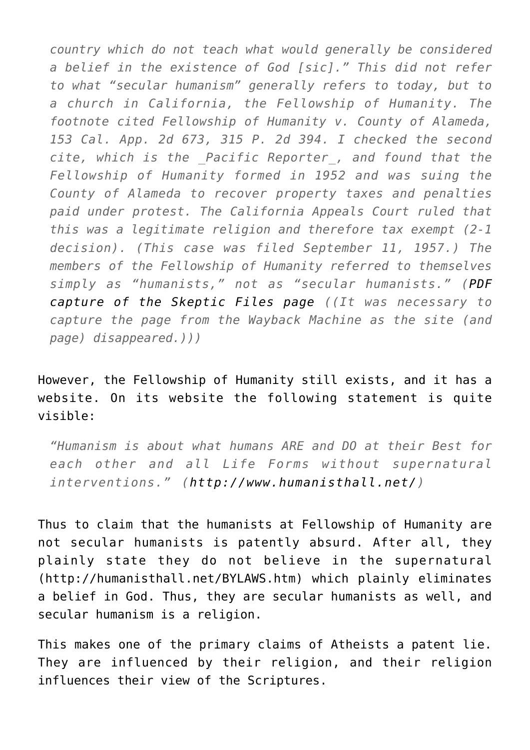> *country which do not teach what would generally be considered a belief in the existence of God [sic]." This did not refer to what "secular humanism" generally refers to today, but to a church in California, the Fellowship of Humanity. The footnote cited Fellowship of Humanity v. County of Alameda, 153 Cal. App. 2d 673, 315 P. 2d 394. I checked the second cite, which is the _Pacific Reporter_, and found that the Fellowship of Humanity formed in 1952 and was suing the County of Alameda to recover property taxes and penalties paid under protest. The California Appeals Court ruled that this was a legitimate religion and therefore tax exempt (2-1 decision). (This case was filed September 11, 1957.) The members of the Fellowship of Humanity referred to themselves simply as "humanists," not as "secular humanists." (*PDF capture of the Skeptic Files page *((It was necessary to capture the page from the Wayback Machine as the site (and page) disappeared.)))*

However, the Fellowship of Humanity still exists, and it has a website. On its website the following statement is quite visible:

> *"Humanism is about what humans ARE and DO at their Best for each other and all Life Forms without supernatural interventions." (*http://www.humanisthall.net/*)*

Thus to claim that the humanists at Fellowship of Humanity are not secular humanists is patently absurd. After all, they plainly state they do not believe in the supernatural (http://humanisthall.net/BYLAWS.htm) which plainly eliminates a belief in God. Thus, they are secular humanists as well, and secular humanism is a religion.

This makes one of the primary claims of Atheists a patent lie. They are influenced by their religion, and their religion influences their view of the Scriptures.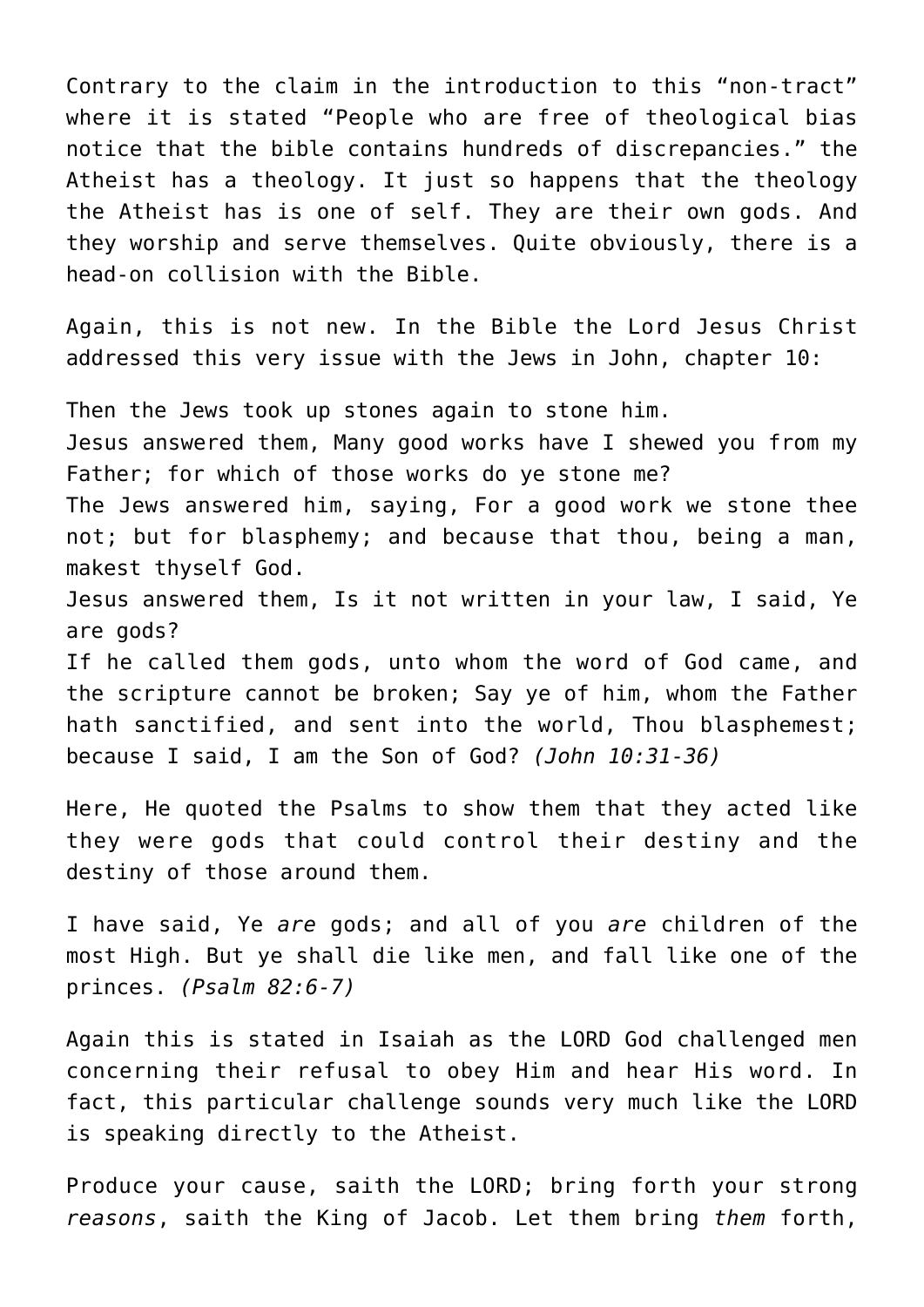Contrary to the claim in the introduction to this "non-tract" where it is stated "People who are free of theological bias notice that the bible contains hundreds of discrepancies." the Atheist has a theology. It just so happens that the theology the Atheist has is one of self. They are their own gods. And they worship and serve themselves. Quite obviously, there is a head-on collision with the Bible.

Again, this is not new. In the Bible the Lord Jesus Christ addressed this very issue with the Jews in John, chapter 10:

Then the Jews took up stones again to stone him.
Jesus answered them, Many good works have I shewed you from my Father; for which of those works do ye stone me?
The Jews answered him, saying, For a good work we stone thee not; but for blasphemy; and because that thou, being a man, makest thyself God.
Jesus answered them, Is it not written in your law, I said, Ye are gods?
If he called them gods, unto whom the word of God came, and the scripture cannot be broken; Say ye of him, whom the Father hath sanctified, and sent into the world, Thou blasphemest; because I said, I am the Son of God? *(John 10:31-36)*

Here, He quoted the Psalms to show them that they acted like they were gods that could control their destiny and the destiny of those around them.

I have said, Ye *are* gods; and all of you *are* children of the most High. But ye shall die like men, and fall like one of the princes. *(Psalm 82:6-7)*

Again this is stated in Isaiah as the LORD God challenged men concerning their refusal to obey Him and hear His word. In fact, this particular challenge sounds very much like the LORD is speaking directly to the Atheist.

Produce your cause, saith the LORD; bring forth your strong *reasons*, saith the King of Jacob. Let them bring *them* forth,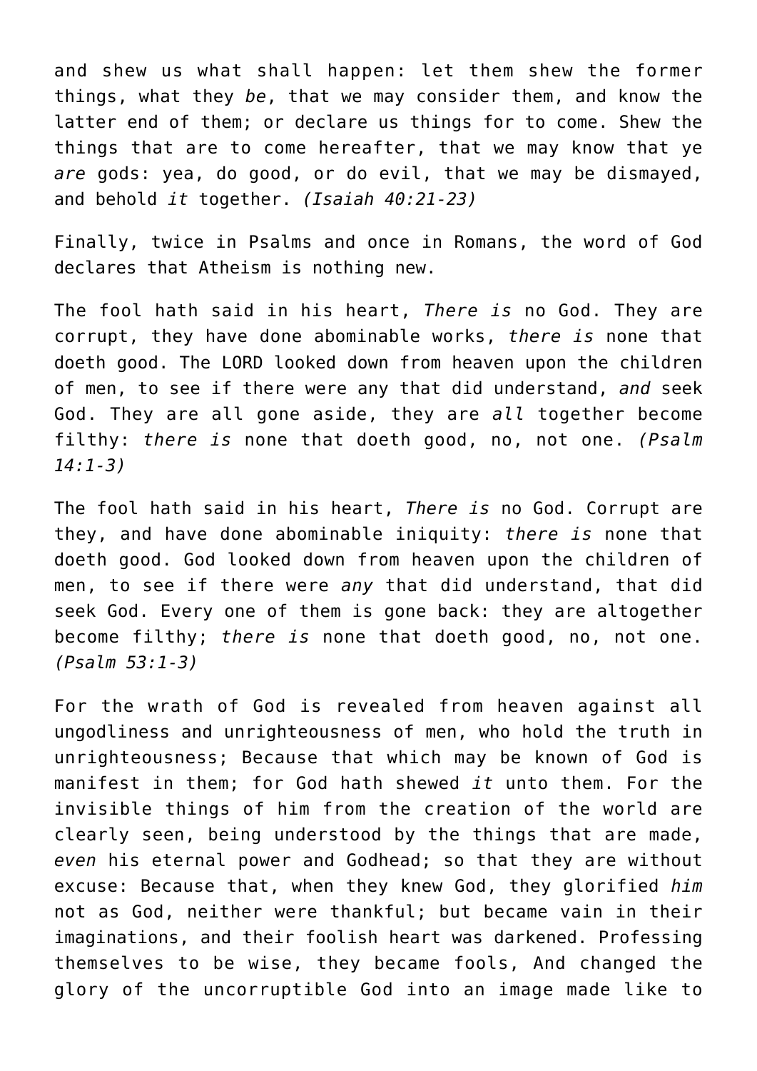and shew us what shall happen: let them shew the former things, what they *be*, that we may consider them, and know the latter end of them; or declare us things for to come. Shew the things that are to come hereafter, that we may know that ye *are* gods: yea, do good, or do evil, that we may be dismayed, and behold *it* together. *(Isaiah 40:21-23)*

Finally, twice in Psalms and once in Romans, the word of God declares that Atheism is nothing new.

The fool hath said in his heart, *There is* no God. They are corrupt, they have done abominable works, *there is* none that doeth good. The LORD looked down from heaven upon the children of men, to see if there were any that did understand, *and* seek God. They are all gone aside, they are *all* together become filthy: *there is* none that doeth good, no, not one. *(Psalm 14:1-3)*

The fool hath said in his heart, *There is* no God. Corrupt are they, and have done abominable iniquity: *there is* none that doeth good. God looked down from heaven upon the children of men, to see if there were *any* that did understand, that did seek God. Every one of them is gone back: they are altogether become filthy; *there is* none that doeth good, no, not one. *(Psalm 53:1-3)*

For the wrath of God is revealed from heaven against all ungodliness and unrighteousness of men, who hold the truth in unrighteousness; Because that which may be known of God is manifest in them; for God hath shewed *it* unto them. For the invisible things of him from the creation of the world are clearly seen, being understood by the things that are made, *even* his eternal power and Godhead; so that they are without excuse: Because that, when they knew God, they glorified *him* not as God, neither were thankful; but became vain in their imaginations, and their foolish heart was darkened. Professing themselves to be wise, they became fools, And changed the glory of the uncorruptible God into an image made like to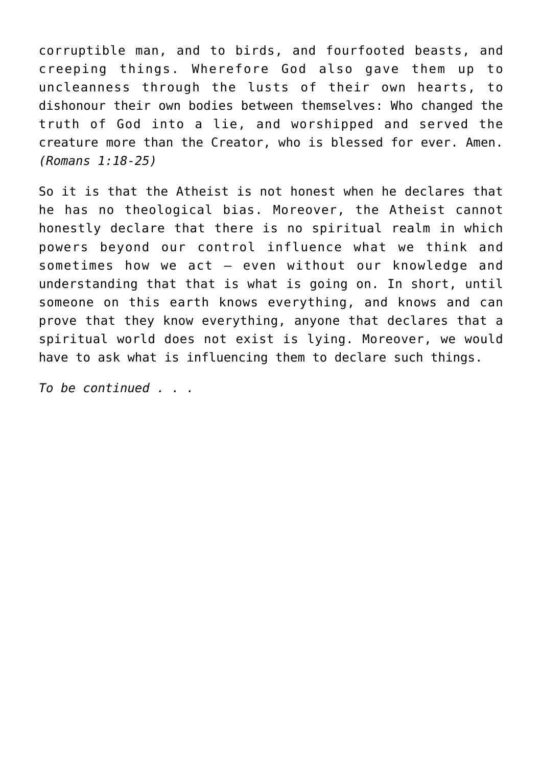corruptible man, and to birds, and fourfooted beasts, and creeping things. Wherefore God also gave them up to uncleanness through the lusts of their own hearts, to dishonour their own bodies between themselves: Who changed the truth of God into a lie, and worshipped and served the creature more than the Creator, who is blessed for ever. Amen. *(Romans 1:18-25)*

So it is that the Atheist is not honest when he declares that he has no theological bias. Moreover, the Atheist cannot honestly declare that there is no spiritual realm in which powers beyond our control influence what we think and sometimes how we act – even without our knowledge and understanding that that is what is going on. In short, until someone on this earth knows everything, and knows and can prove that they know everything, anyone that declares that a spiritual world does not exist is lying. Moreover, we would have to ask what is influencing them to declare such things.

*To be continued . . .*